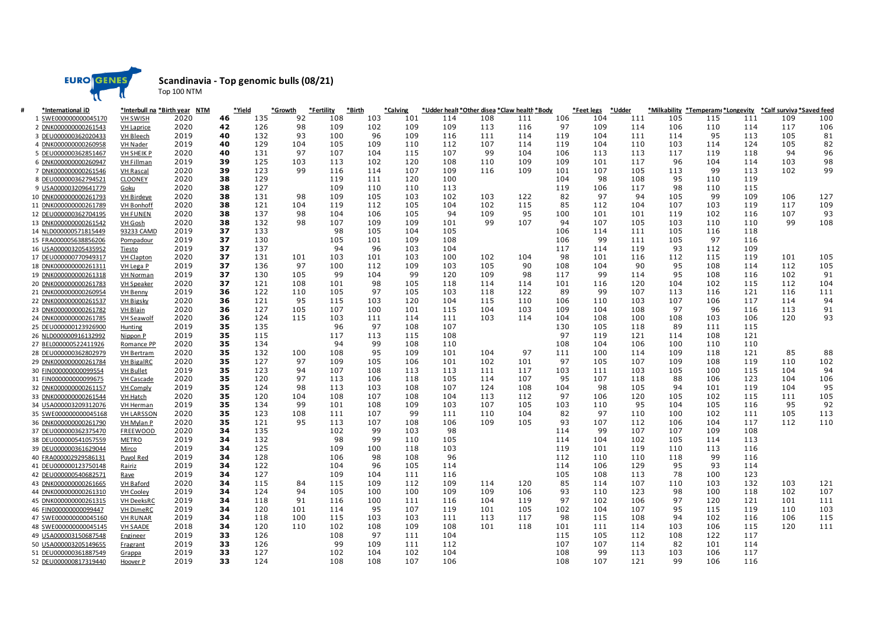EURO GENES

# Scandinavia - Top genomic bulls (08/21)

Top 100 NTM

| # | *International ID | *Interbull na | *Birth year | NTM | *Yield | *Growth | *Fertility | *Birth | *Calving | *Udder healt | *Other disea | *Claw health | *Body | *Feet legs | *Udder | *Milkability | *Temperam | *Longevity | *Calf surviva | *Saved feed |
|---|---|---|---|---|---|---|---|---|---|---|---|---|---|---|---|---|---|---|---|---|
| 1 | SWE000000000045170 | VH SWISH | 2020 | 46 | 135 | 92 | 108 | 103 | 101 | 114 | 108 | 111 | 106 | 104 | 111 | 105 | 115 | 111 | 109 | 100 |
| 2 | DNK000000000261543 | VH Laprice | 2020 | 42 | 126 | 98 | 109 | 102 | 109 | 109 | 113 | 116 | 97 | 109 | 114 | 106 | 110 | 114 | 117 | 106 |
| 3 | DEU000000362020433 | VH Bleech | 2019 | 40 | 132 | 93 | 100 | 96 | 109 | 116 | 111 | 114 | 119 | 104 | 111 | 114 | 95 | 113 | 105 | 81 |
| 4 | DNK000000000260958 | VH Nader | 2019 | 40 | 129 | 104 | 105 | 109 | 110 | 112 | 107 | 114 | 119 | 104 | 110 | 103 | 114 | 124 | 105 | 82 |
| 5 | DEU000000362851467 | VH SHEIK P | 2020 | 40 | 131 | 97 | 107 | 104 | 115 | 107 | 99 | 104 | 106 | 113 | 113 | 117 | 119 | 118 | 94 | 96 |
| 6 | DNK000000000260947 | VH Fillman | 2019 | 39 | 125 | 103 | 113 | 102 | 120 | 108 | 110 | 109 | 109 | 101 | 117 | 96 | 104 | 114 | 103 | 98 |
| 7 | DNK000000000261546 | VH Rascal | 2020 | 39 | 123 | 99 | 116 | 114 | 107 | 109 | 116 | 109 | 101 | 107 | 105 | 113 | 99 | 113 | 102 | 99 |
| 8 | DEU000000362794521 | CLOONEY | 2020 | 38 | 129 | | 119 | 111 | 120 | 100 | | | 104 | 98 | 108 | 95 | 110 | 119 | | |
| 9 | USA000003209641779 | Goku | 2020 | 38 | 127 | | 109 | 110 | 110 | 113 | | | 119 | 106 | 117 | 98 | 110 | 115 | | |
| 10 | DNK000000000261793 | VH Birdeye | 2020 | 38 | 131 | 98 | 109 | 105 | 103 | 102 | 103 | 122 | 82 | 97 | 94 | 105 | 99 | 109 | 106 | 127 |
| 11 | DNK000000000261789 | VH Bonhoff | 2020 | 38 | 121 | 104 | 119 | 112 | 105 | 104 | 102 | 115 | 85 | 112 | 104 | 107 | 103 | 119 | 117 | 109 |
| 12 | DEU000000362704195 | VH FUNEN | 2020 | 38 | 137 | 98 | 104 | 106 | 105 | 94 | 109 | 95 | 100 | 101 | 101 | 119 | 102 | 116 | 107 | 93 |
| 13 | DNK000000000261542 | VH Gosh | 2020 | 38 | 132 | 98 | 107 | 109 | 109 | 101 | 99 | 107 | 94 | 107 | 105 | 103 | 110 | 110 | 99 | 108 |
| 14 | NLD000000571815449 | 93233 CAMD | 2019 | 37 | 133 | | 98 | 105 | 104 | 105 | | | 106 | 114 | 111 | 105 | 116 | 118 | | |
| 15 | FRA000005638856206 | Pompadour | 2019 | 37 | 130 | | 105 | 101 | 109 | 108 | | | 106 | 99 | 111 | 105 | 97 | 116 | | |
| 16 | USA000003205435952 | Tiesto | 2019 | 37 | 137 | | 94 | 96 | 103 | 104 | | | 117 | 114 | 119 | 93 | 112 | 109 | | |
| 17 | DEU000000770949317 | VH Clapton | 2020 | 37 | 131 | 101 | 103 | 101 | 103 | 100 | 102 | 104 | 98 | 101 | 116 | 112 | 115 | 119 | 101 | 105 |
| 18 | DNK000000000261311 | VH Lega P | 2019 | 37 | 136 | 97 | 100 | 112 | 109 | 103 | 105 | 90 | 108 | 104 | 90 | 95 | 108 | 114 | 112 | 105 |
| 19 | DNK000000000261318 | VH Norman | 2019 | 37 | 130 | 105 | 99 | 104 | 99 | 120 | 109 | 98 | 117 | 99 | 114 | 95 | 108 | 116 | 102 | 91 |
| 20 | DNK000000000261783 | VH Speaker | 2020 | 37 | 121 | 108 | 101 | 98 | 105 | 118 | 114 | 114 | 101 | 116 | 120 | 104 | 102 | 115 | 112 | 104 |
| 21 | DNK000000000260954 | VH Benny | 2019 | 36 | 122 | 110 | 105 | 97 | 105 | 103 | 118 | 122 | 89 | 99 | 107 | 113 | 116 | 121 | 116 | 111 |
| 22 | DNK000000000261537 | VH Bigsky | 2020 | 36 | 121 | 95 | 115 | 103 | 120 | 104 | 115 | 110 | 106 | 110 | 103 | 107 | 106 | 117 | 114 | 94 |
| 23 | DNK000000000261782 | VH Blain | 2020 | 36 | 127 | 105 | 107 | 100 | 101 | 115 | 104 | 103 | 109 | 104 | 108 | 97 | 96 | 116 | 113 | 91 |
| 24 | DNK000000000261785 | VH Seawolf | 2020 | 36 | 124 | 115 | 103 | 111 | 114 | 111 | 103 | 114 | 104 | 108 | 100 | 108 | 103 | 106 | 120 | 93 |
| 25 | DEU000000123926900 | Hunting | 2019 | 35 | 135 | | 96 | 97 | 108 | 107 | | | 130 | 105 | 118 | 89 | 111 | 115 | | |
| 26 | NLD000000916132992 | Nippon P | 2019 | 35 | 115 | | 117 | 113 | 115 | 108 | | | 97 | 119 | 121 | 114 | 108 | 121 | | |
| 27 | BEL000000522411926 | Romance PP | 2020 | 35 | 134 | | 94 | 99 | 108 | 110 | | | 108 | 104 | 106 | 100 | 110 | 110 | | |
| 28 | DEU000000362802979 | VH Bertram | 2020 | 35 | 132 | 100 | 108 | 95 | 109 | 101 | 104 | 97 | 111 | 100 | 114 | 109 | 118 | 121 | 85 | 88 |
| 29 | DNK000000000261784 | VH BigalRC | 2020 | 35 | 127 | 97 | 109 | 105 | 106 | 101 | 102 | 101 | 97 | 105 | 107 | 109 | 108 | 119 | 110 | 102 |
| 30 | FIN000000000099554 | VH Bullet | 2019 | 35 | 123 | 94 | 107 | 108 | 113 | 113 | 111 | 117 | 103 | 111 | 103 | 105 | 100 | 115 | 104 | 94 |
| 31 | FIN000000000099675 | VH Cascade | 2020 | 35 | 120 | 97 | 113 | 106 | 118 | 105 | 114 | 107 | 95 | 107 | 118 | 88 | 106 | 123 | 104 | 106 |
| 32 | DNK000000000261157 | VH Comply | 2019 | 35 | 124 | 98 | 113 | 103 | 108 | 107 | 124 | 108 | 104 | 98 | 105 | 94 | 101 | 119 | 104 | 95 |
| 33 | DNK000000000261544 | VH Hatch | 2020 | 35 | 120 | 104 | 108 | 107 | 108 | 104 | 113 | 112 | 97 | 106 | 120 | 105 | 102 | 115 | 111 | 105 |
| 34 | USA000003209312076 | VH Herman | 2019 | 35 | 134 | 99 | 101 | 108 | 109 | 103 | 107 | 105 | 103 | 110 | 95 | 104 | 105 | 116 | 95 | 92 |
| 35 | SWE000000000045168 | VH LARSSON | 2020 | 35 | 123 | 108 | 111 | 107 | 99 | 111 | 110 | 104 | 82 | 97 | 110 | 100 | 102 | 111 | 105 | 113 |
| 36 | DNK000000000261790 | VH Mylan P | 2020 | 35 | 121 | 95 | 113 | 107 | 108 | 106 | 109 | 105 | 93 | 107 | 112 | 106 | 104 | 117 | 112 | 110 |
| 37 | DEU000000362375470 | FREEWOOD | 2020 | 34 | 135 | | 102 | 99 | 103 | 98 | | | 114 | 99 | 107 | 107 | 109 | 108 | | |
| 38 | DEU000000541057559 | METRO | 2019 | 34 | 132 | | 98 | 99 | 110 | 105 | | | 114 | 104 | 102 | 105 | 114 | 113 | | |
| 39 | DEU000000361629044 | Mirco | 2019 | 34 | 125 | | 109 | 100 | 118 | 103 | | | 119 | 101 | 119 | 110 | 113 | 116 | | |
| 40 | FRA000002929586131 | Puyol Red | 2019 | 34 | 128 | | 106 | 98 | 108 | 96 | | | 112 | 110 | 110 | 118 | 99 | 116 | | |
| 41 | DEU000000123750148 | Rairiz | 2019 | 34 | 122 | | 104 | 96 | 105 | 114 | | | 114 | 106 | 129 | 95 | 93 | 114 | | |
| 42 | DEU000000540682571 | Rave | 2019 | 34 | 127 | | 109 | 104 | 111 | 116 | | | 105 | 108 | 113 | 78 | 100 | 123 | | |
| 43 | DNK000000000261665 | VH Baford | 2020 | 34 | 115 | 84 | 115 | 109 | 112 | 109 | 114 | 120 | 85 | 114 | 107 | 110 | 103 | 132 | 103 | 121 |
| 44 | DNK000000000261310 | VH Cooley | 2019 | 34 | 124 | 94 | 105 | 100 | 100 | 109 | 109 | 106 | 93 | 110 | 123 | 98 | 100 | 118 | 102 | 107 |
| 45 | DNK000000000261315 | VH DeeksRC | 2019 | 34 | 118 | 91 | 116 | 100 | 111 | 116 | 104 | 119 | 97 | 102 | 106 | 97 | 120 | 121 | 101 | 111 |
| 46 | FIN000000000099447 | VH DimeRC | 2019 | 34 | 120 | 101 | 114 | 95 | 107 | 119 | 101 | 105 | 102 | 104 | 107 | 95 | 115 | 119 | 110 | 103 |
| 47 | SWE000000000045160 | VH RUNAR | 2019 | 34 | 118 | 100 | 115 | 103 | 103 | 111 | 113 | 117 | 98 | 115 | 108 | 94 | 102 | 116 | 106 | 115 |
| 48 | SWE000000000045145 | VH SAADE | 2018 | 34 | 120 | 110 | 102 | 108 | 109 | 108 | 101 | 118 | 101 | 111 | 114 | 103 | 106 | 115 | 120 | 111 |
| 49 | USA000003150687548 | Engineer | 2019 | 33 | 126 | | 108 | 97 | 111 | 104 | | | 115 | 105 | 112 | 108 | 122 | 117 | | |
| 50 | USA000003205149655 | Fragrant | 2019 | 33 | 126 | | 99 | 109 | 111 | 112 | | | 107 | 107 | 114 | 82 | 101 | 114 | | |
| 51 | DEU000000361887549 | Grappa | 2019 | 33 | 127 | | 102 | 104 | 102 | 104 | | | 108 | 99 | 113 | 103 | 106 | 117 | | |
| 52 | DEU000000817319440 | Hoover P | 2019 | 33 | 124 | | 108 | 108 | 107 | 106 | | | 108 | 107 | 121 | 99 | 106 | 116 | | |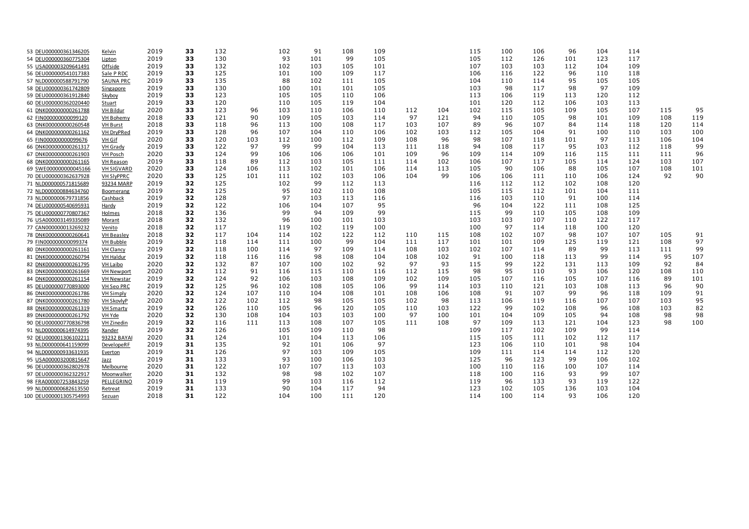| | | | | | | | | | | | | | | | | | | | | |
|---|---|---|---|---|---|---|---|---|---|---|---|---|---|---|---|---|---|---|---|---|
| 53 | DEU000000361346205 | Kelvin | 2019 | 33 | 132 | | 102 | 91 | 108 | 109 | | | 115 | 100 | 106 | 96 | 104 | 114 | | |
| 54 | DEU000000360775304 | Lipton | 2019 | 33 | 130 | | 93 | 101 | 99 | 105 | | | 105 | 112 | 126 | 101 | 123 | 117 | | |
| 55 | USA000003209641491 | Offside | 2019 | 33 | 132 | | 102 | 103 | 105 | 101 | | | 107 | 103 | 103 | 112 | 104 | 109 | | |
| 56 | DEU000000541017383 | Sale P RDC | 2019 | 33 | 125 | | 101 | 100 | 109 | 117 | | | 106 | 116 | 122 | 96 | 110 | 118 | | |
| 57 | NLD000000588791790 | SAUNA PRC | 2019 | 33 | 135 | | 88 | 102 | 111 | 105 | | | 104 | 110 | 114 | 95 | 105 | 105 | | |
| 58 | DEU000000361742809 | Singapore | 2019 | 33 | 130 | | 100 | 101 | 101 | 105 | | | 103 | 98 | 117 | 98 | 97 | 109 | | |
| 59 | DEU000000361912840 | Skyboy | 2019 | 33 | 123 | | 105 | 105 | 110 | 106 | | | 113 | 106 | 119 | 113 | 120 | 112 | | |
| 60 | DEU000000362020440 | Stuart | 2019 | 33 | 120 | | 110 | 105 | 119 | 104 | | | 101 | 120 | 112 | 106 | 103 | 113 | | |
| 61 | DNK000000000261788 | VH Bildur | 2020 | 33 | 123 | 96 | 103 | 110 | 106 | 110 | 112 | 104 | 102 | 115 | 105 | 109 | 105 | 107 | 115 | 95 |
| 62 | FIN000000000099120 | VH Bohemy | 2018 | 33 | 121 | 90 | 109 | 105 | 103 | 114 | 97 | 121 | 94 | 110 | 105 | 98 | 101 | 109 | 108 | 119 |
| 63 | DNK000000000260548 | VH Burst | 2018 | 33 | 118 | 96 | 113 | 100 | 108 | 117 | 103 | 107 | 89 | 96 | 107 | 84 | 114 | 118 | 120 | 114 |
| 64 | DNK000000000261162 | VH DryPRed | 2019 | 33 | 128 | 96 | 107 | 104 | 110 | 106 | 102 | 103 | 112 | 105 | 104 | 91 | 100 | 110 | 103 | 100 |
| 65 | FIN000000000099676 | VH Gif | 2020 | 33 | 120 | 103 | 112 | 100 | 112 | 109 | 108 | 96 | 98 | 107 | 118 | 101 | 97 | 113 | 106 | 104 |
| 66 | DNK000000000261317 | VH Grady | 2019 | 33 | 122 | 97 | 99 | 99 | 104 | 113 | 111 | 118 | 94 | 108 | 117 | 95 | 103 | 112 | 118 | 99 |
| 67 | DNK000000000261903 | VH Posch | 2020 | 33 | 124 | 99 | 106 | 106 | 106 | 101 | 109 | 96 | 109 | 114 | 109 | 116 | 115 | 111 | 111 | 96 |
| 68 | DNK000000000261165 | VH Reason | 2019 | 33 | 118 | 89 | 112 | 103 | 105 | 111 | 114 | 102 | 106 | 107 | 117 | 105 | 114 | 124 | 103 | 107 |
| 69 | SWE000000000045166 | VH SIGVARD | 2020 | 33 | 124 | 106 | 113 | 102 | 101 | 106 | 114 | 113 | 105 | 90 | 106 | 88 | 105 | 107 | 108 | 101 |
| 70 | DEU000000362637928 | VH SlyPPRC | 2020 | 33 | 125 | 101 | 111 | 102 | 103 | 106 | 104 | 99 | 106 | 106 | 111 | 110 | 106 | 124 | 92 | 90 |
| 71 | NLD000000571815689 | 93234 MARP | 2019 | 32 | 125 | | 102 | 99 | 112 | 113 | | | 116 | 112 | 112 | 102 | 108 | 120 | | |
| 72 | NLD000000884634760 | Boomerang | 2019 | 32 | 125 | | 95 | 102 | 110 | 108 | | | 105 | 115 | 112 | 101 | 104 | 111 | | |
| 73 | NLD000000679731856 | Cashback | 2019 | 32 | 128 | | 97 | 103 | 113 | 116 | | | 116 | 103 | 110 | 91 | 100 | 114 | | |
| 74 | DEU000000540695931 | Hardy | 2019 | 32 | 122 | | 106 | 104 | 107 | 95 | | | 96 | 104 | 122 | 111 | 108 | 125 | | |
| 75 | DEU000000770807367 | Holmes | 2018 | 32 | 136 | | 99 | 94 | 109 | 99 | | | 115 | 99 | 110 | 105 | 108 | 109 | | |
| 76 | USA000003149335089 | Morant | 2018 | 32 | 132 | | 96 | 100 | 101 | 103 | | | 103 | 103 | 107 | 110 | 122 | 117 | | |
| 77 | CAN000000013269232 | Venito | 2018 | 32 | 117 | | 119 | 102 | 119 | 100 | | | 100 | 97 | 114 | 118 | 100 | 120 | | |
| 78 | DNK000000000260641 | VH Beasley | 2018 | 32 | 117 | 104 | 114 | 102 | 122 | 112 | 110 | 115 | 108 | 102 | 107 | 98 | 107 | 107 | 105 | 91 |
| 79 | FIN000000000099374 | VH Bubble | 2019 | 32 | 118 | 114 | 111 | 100 | 99 | 104 | 111 | 117 | 101 | 101 | 109 | 125 | 119 | 121 | 108 | 97 |
| 80 | DNK000000000261161 | VH Clancy | 2019 | 32 | 118 | 100 | 114 | 97 | 109 | 114 | 108 | 103 | 102 | 107 | 114 | 89 | 99 | 113 | 111 | 99 |
| 81 | DNK000000000260794 | VH Haldur | 2019 | 32 | 118 | 116 | 116 | 98 | 108 | 104 | 108 | 102 | 91 | 100 | 118 | 113 | 99 | 114 | 95 | 107 |
| 82 | DNK000000000261795 | VH Laibo | 2020 | 32 | 132 | 87 | 107 | 100 | 102 | 92 | 97 | 93 | 115 | 99 | 122 | 131 | 113 | 109 | 92 | 84 |
| 83 | DNK000000000261669 | VH Newport | 2020 | 32 | 112 | 91 | 116 | 115 | 110 | 116 | 112 | 115 | 98 | 95 | 110 | 93 | 106 | 120 | 108 | 110 |
| 84 | DNK000000000261154 | VH Newstar | 2019 | 32 | 124 | 92 | 106 | 103 | 108 | 109 | 102 | 109 | 105 | 107 | 116 | 105 | 107 | 116 | 89 | 101 |
| 85 | DEU000000770893000 | VH Seo PRC | 2019 | 32 | 125 | 96 | 102 | 108 | 105 | 106 | 99 | 114 | 103 | 110 | 121 | 103 | 108 | 113 | 96 | 90 |
| 86 | DNK000000000261786 | VH Simply | 2020 | 32 | 124 | 107 | 110 | 104 | 108 | 101 | 108 | 106 | 108 | 91 | 107 | 99 | 96 | 118 | 109 | 91 |
| 87 | DNK000000000261780 | VH SkovlyP | 2020 | 32 | 122 | 102 | 112 | 98 | 105 | 105 | 102 | 98 | 113 | 106 | 119 | 116 | 107 | 107 | 103 | 95 |
| 88 | DNK000000000261319 | VH Smarty | 2019 | 32 | 126 | 110 | 105 | 96 | 120 | 105 | 110 | 103 | 122 | 99 | 102 | 108 | 96 | 108 | 103 | 82 |
| 89 | DNK000000000261792 | VH Yde | 2020 | 32 | 130 | 108 | 104 | 103 | 103 | 100 | 97 | 100 | 101 | 104 | 109 | 105 | 94 | 108 | 98 | 98 |
| 90 | DEU000000770836798 | VH Zinedin | 2019 | 32 | 116 | 111 | 113 | 108 | 107 | 105 | 111 | 108 | 97 | 109 | 113 | 121 | 104 | 123 | 98 | 100 |
| 91 | NLD000000614974395 | Xander | 2019 | 32 | 126 | | 105 | 109 | 110 | 98 | | | 109 | 117 | 102 | 109 | 99 | 114 | | |
| 92 | DEU000001306102211 | 93232 BAYAI | 2020 | 31 | 124 | | 101 | 104 | 113 | 106 | | | 115 | 105 | 111 | 102 | 112 | 117 | | |
| 93 | NLD000000641159099 | DevelopeRF | 2019 | 31 | 135 | | 92 | 101 | 106 | 97 | | | 123 | 106 | 110 | 101 | 98 | 104 | | |
| 94 | NLD000000933631935 | Everton | 2019 | 31 | 126 | | 97 | 103 | 109 | 105 | | | 109 | 111 | 114 | 114 | 112 | 120 | | |
| 95 | USA000003200815647 | Jazz | 2019 | 31 | 133 | | 93 | 100 | 106 | 103 | | | 125 | 96 | 123 | 99 | 106 | 102 | | |
| 96 | DEU000000362802978 | Melbourne | 2020 | 31 | 122 | | 107 | 107 | 113 | 103 | | | 100 | 110 | 116 | 100 | 107 | 114 | | |
| 97 | DEU000000362322917 | Moonwalker | 2020 | 31 | 132 | | 98 | 98 | 102 | 107 | | | 118 | 100 | 116 | 93 | 99 | 107 | | |
| 98 | FRA000007253843259 | PELLEGRINO | 2019 | 31 | 119 | | 99 | 103 | 116 | 112 | | | 119 | 96 | 133 | 93 | 119 | 122 | | |
| 99 | NLD000000682613550 | Retreat | 2019 | 31 | 133 | | 90 | 104 | 117 | 94 | | | 123 | 102 | 105 | 136 | 103 | 104 | | |
| 100 | DEU000001305754993 | Sezuan | 2018 | 31 | 122 | | 104 | 100 | 111 | 120 | | | 114 | 100 | 114 | 93 | 106 | 120 | | |